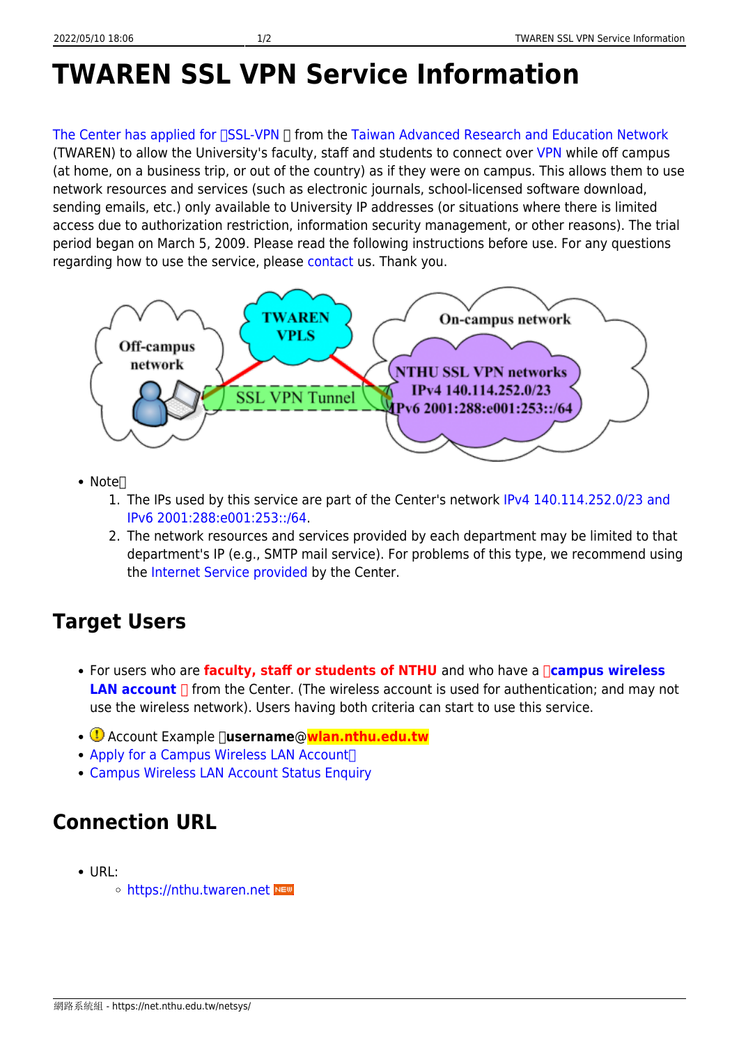# TWAREN SSL VPN Service Information

The Center has applied for 「SSL-VPN」 from the Taiwan Advanced Research and Education Network (TWAREN) to allow the University's faculty, staff and students to connect over VPN while off campus (at home, on a business trip, or out of the country) as if they were on campus. This allows them to use network resources and services (such as electronic journals, school-licensed software download, sending emails, etc.) only available to University IP addresses (or situations where there is limited access due to authorization restriction, information security management, or other reasons). The trial period began on March 5, 2009. Please read the following instructions before use. For any questions regarding how to use the service, please contact us. Thank you.

- Note：
  1. The IPs used by this service are part of the Center's network IPv4 140.114.252.0/23 and IPv6 2001:288:e001:253::/64.
  2. The network resources and services provided by each department may be limited to that department's IP (e.g., SMTP mail service). For problems of this type, we recommend using the Internet Service provided by the Center.

## Target Users

- For users who are **faculty, staff or students of NTHU** and who have a 「**campus wireless LAN account**」 from the Center. (The wireless account is used for authentication; and may not use the wireless network). Users having both criteria can start to use this service.

- Account Example：**username@wlan.nthu.edu.tw**
- Apply for a Campus Wireless LAN Account。
- Campus Wireless LAN Account Status Enquiry

## Connection URL

- URL:
  - https://nthu.twaren.net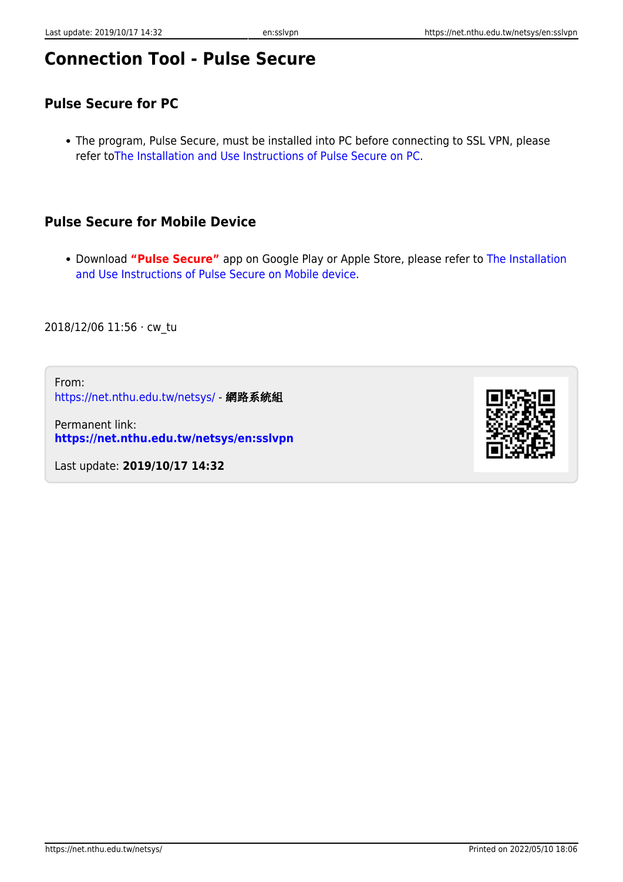# Connection Tool - Pulse Secure

## Pulse Secure for PC

- The program, Pulse Secure, must be installed into PC before connecting to SSL VPN, please refer toThe Installation and Use Instructions of Pulse Secure on PC.

## Pulse Secure for Mobile Device

- Download **"Pulse Secure"** app on Google Play or Apple Store, please refer to The Installation and Use Instructions of Pulse Secure on Mobile device.

2018/12/06 11:56 · cw_tu

From:
https://net.nthu.edu.tw/netsys/ - **網路系統組**

Permanent link:
**https://net.nthu.edu.tw/netsys/en:sslvpn**

Last update: **2019/10/17 14:32**